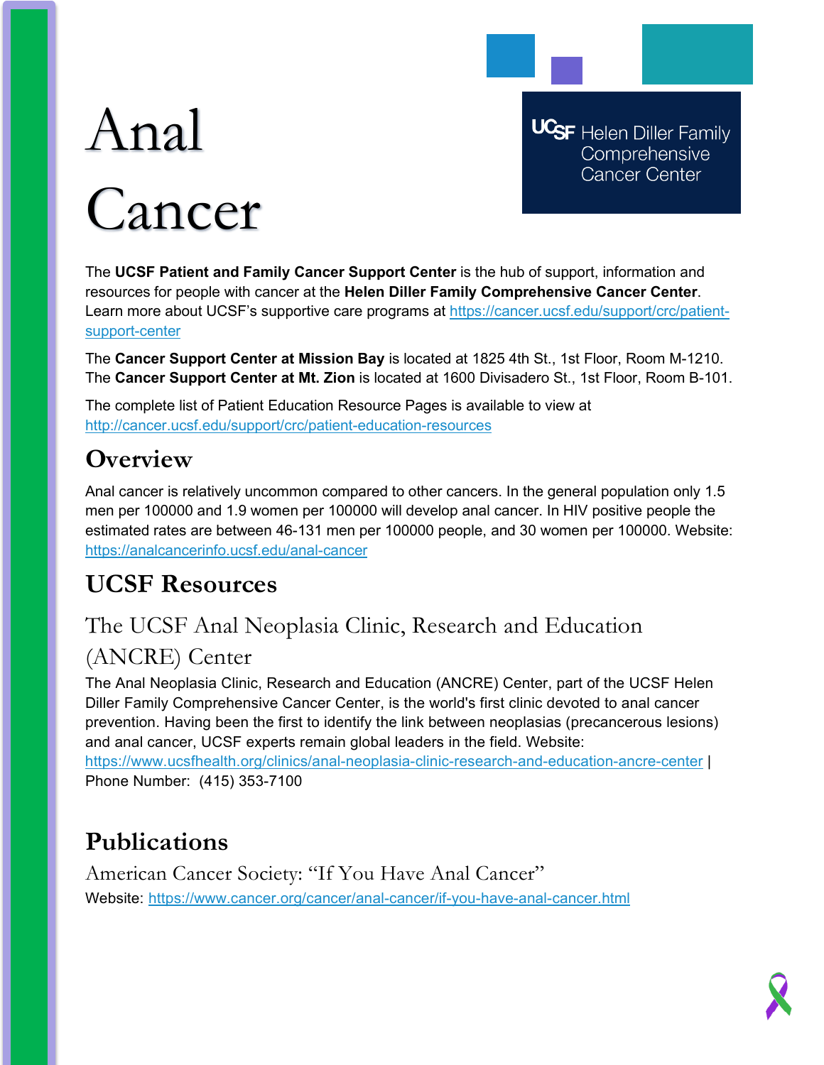# Anal Cancer

UCSF Helen Diller Family Comprehensive Cancer Center

The **UCSF Patient and Family Cancer Support Center** is the hub of support, information and resources for people with cancer at the **Helen Diller Family Comprehensive Cancer Center**. Learn more about UCSF's supportive care programs at https://cancer.ucsf.edu/support/crc/patient-support-center

The **Cancer Support Center at Mission Bay** is located at 1825 4th St., 1st Floor, Room M-1210. The **Cancer Support Center at Mt. Zion** is located at 1600 Divisadero St., 1st Floor, Room B-101.

The complete list of Patient Education Resource Pages is available to view at http://cancer.ucsf.edu/support/crc/patient-education-resources

## Overview

Anal cancer is relatively uncommon compared to other cancers. In the general population only 1.5 men per 100000 and 1.9 women per 100000 will develop anal cancer. In HIV positive people the estimated rates are between 46-131 men per 100000 people, and 30 women per 100000. Website: https://analcancerinfo.ucsf.edu/anal-cancer

## UCSF Resources

### The UCSF Anal Neoplasia Clinic, Research and Education (ANCRE) Center

The Anal Neoplasia Clinic, Research and Education (ANCRE) Center, part of the UCSF Helen Diller Family Comprehensive Cancer Center, is the world's first clinic devoted to anal cancer prevention. Having been the first to identify the link between neoplasias (precancerous lesions) and anal cancer, UCSF experts remain global leaders in the field. Website: https://www.ucsfhealth.org/clinics/anal-neoplasia-clinic-research-and-education-ancre-center | Phone Number: (415) 353-7100

## Publications

### American Cancer Society: "If You Have Anal Cancer"

Website: https://www.cancer.org/cancer/anal-cancer/if-you-have-anal-cancer.html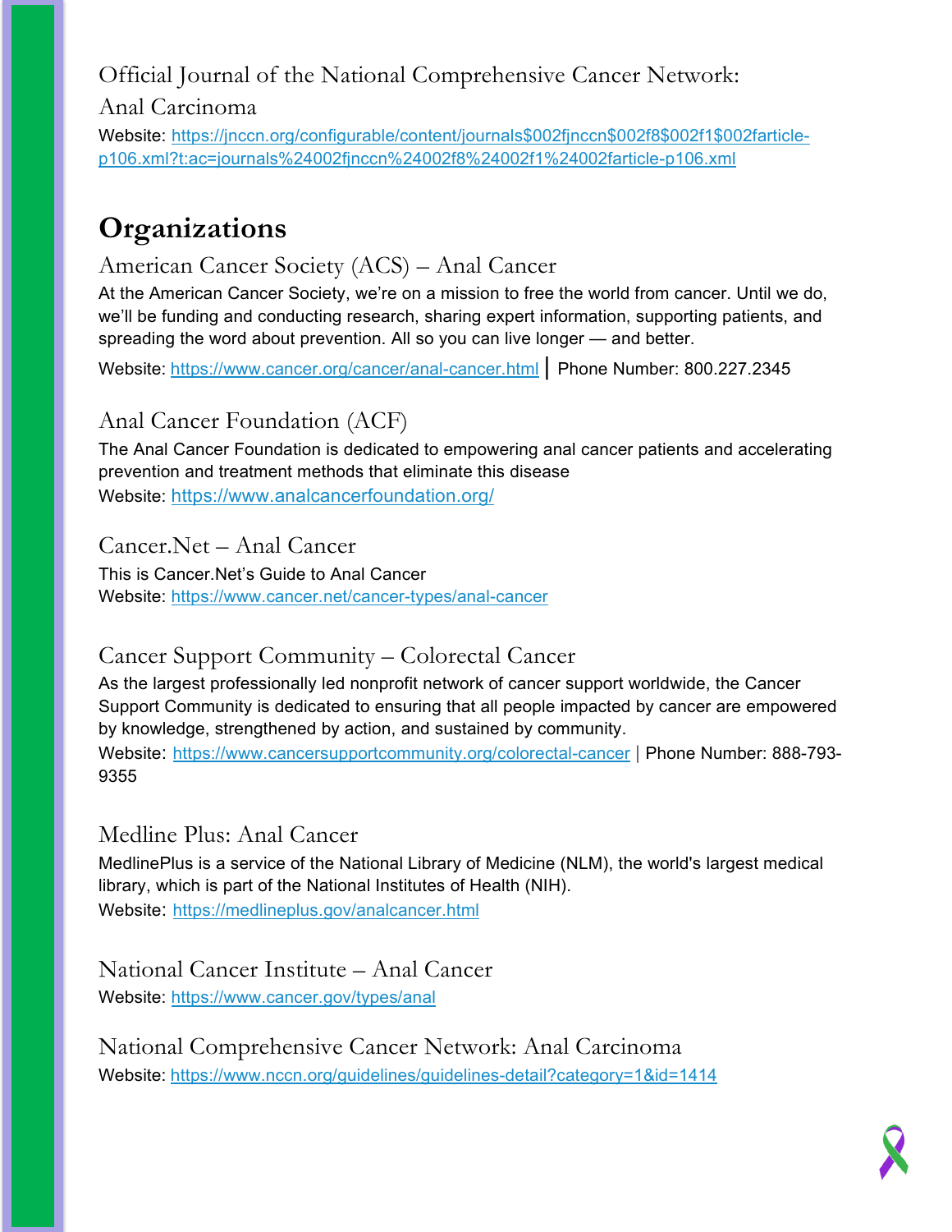### Official Journal of the National Comprehensive Cancer Network: Anal Carcinoma

Website: https://jnccn.org/configurable/content/journals$002fjnccn$002f8$002f1$002farticle-p106.xml?t:ac=journals%24002fjnccn%24002f8%24002f1%24002farticle-p106.xml

## Organizations

### American Cancer Society (ACS) – Anal Cancer

At the American Cancer Society, we're on a mission to free the world from cancer. Until we do, we'll be funding and conducting research, sharing expert information, supporting patients, and spreading the word about prevention. All so you can live longer — and better.

Website: https://www.cancer.org/cancer/anal-cancer.html | Phone Number: 800.227.2345

### Anal Cancer Foundation (ACF)

The Anal Cancer Foundation is dedicated to empowering anal cancer patients and accelerating prevention and treatment methods that eliminate this disease

Website: https://www.analcancerfoundation.org/

### Cancer.Net – Anal Cancer

This is Cancer.Net's Guide to Anal Cancer

Website: https://www.cancer.net/cancer-types/anal-cancer

### Cancer Support Community – Colorectal Cancer

As the largest professionally led nonprofit network of cancer support worldwide, the Cancer Support Community is dedicated to ensuring that all people impacted by cancer are empowered by knowledge, strengthened by action, and sustained by community.

Website: https://www.cancersupportcommunity.org/colorectal-cancer | Phone Number: 888-793-9355

### Medline Plus: Anal Cancer

MedlinePlus is a service of the National Library of Medicine (NLM), the world's largest medical library, which is part of the National Institutes of Health (NIH).

Website: https://medlineplus.gov/analcancer.html

### National Cancer Institute – Anal Cancer

Website: https://www.cancer.gov/types/anal

### National Comprehensive Cancer Network: Anal Carcinoma

Website: https://www.nccn.org/guidelines/guidelines-detail?category=1&id=1414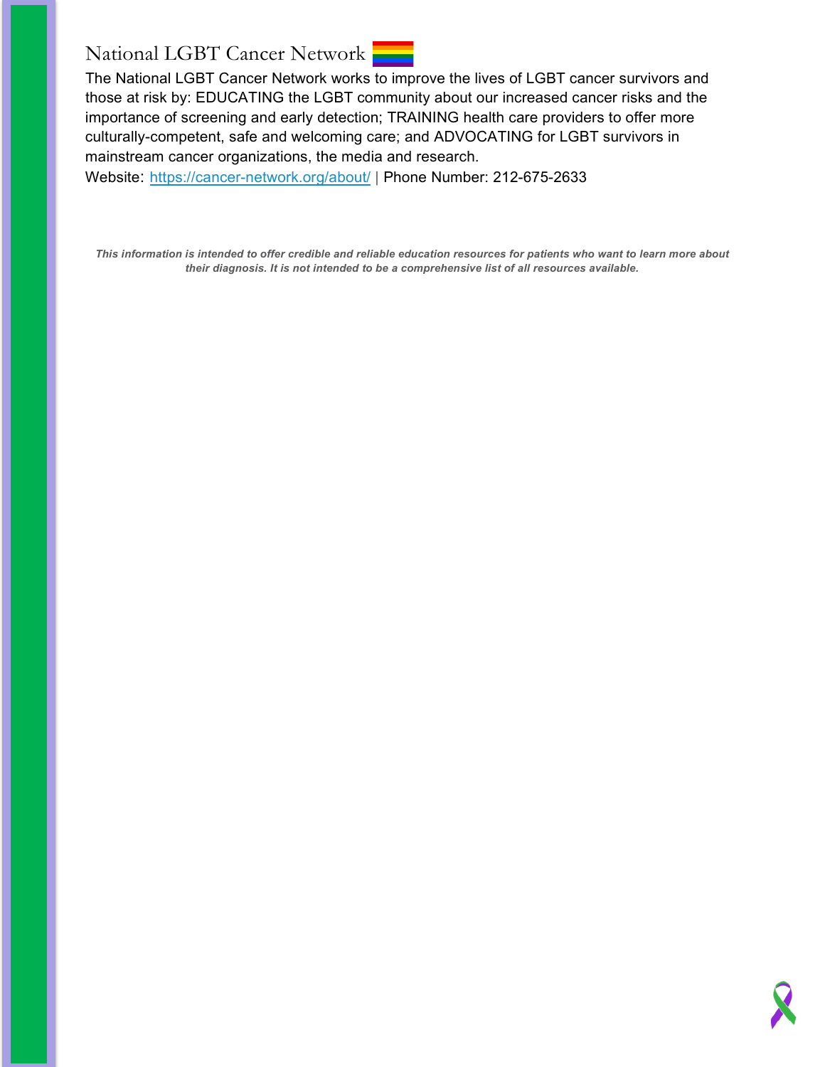## National LGBT Cancer Network

The National LGBT Cancer Network works to improve the lives of LGBT cancer survivors and those at risk by: EDUCATING the LGBT community about our increased cancer risks and the importance of screening and early detection; TRAINING health care providers to offer more culturally-competent, safe and welcoming care; and ADVOCATING for LGBT survivors in mainstream cancer organizations, the media and research.

Website: https://cancer-network.org/about/ | Phone Number: 212-675-2633

***This information is intended to offer credible and reliable education resources for patients who want to learn more about their diagnosis. It is not intended to be a comprehensive list of all resources available.***